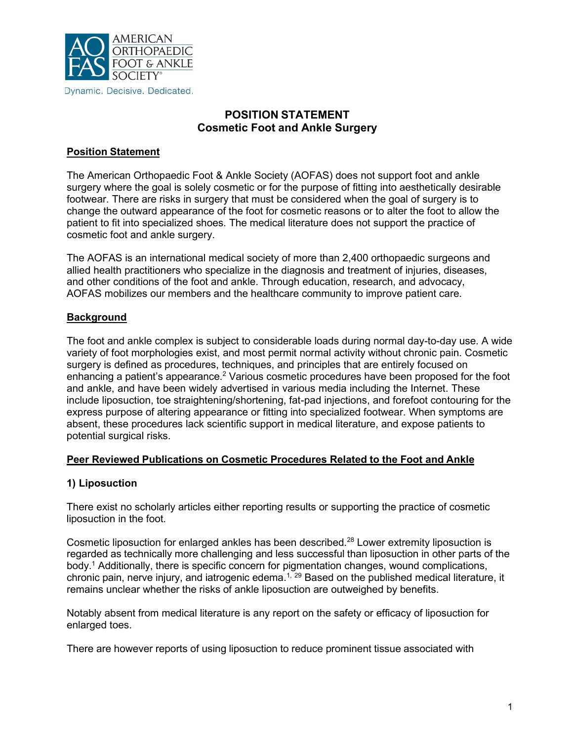AMERICAN ORTHOPAEDIC FOOT & ANKLE SOCIETY®

Dynamic. Decisive. Dedicated.

# POSITION STATEMENT
# Cosmetic Foot and Ankle Surgery

## Position Statement

The American Orthopaedic Foot & Ankle Society (AOFAS) does not support foot and ankle surgery where the goal is solely cosmetic or for the purpose of fitting into aesthetically desirable footwear. There are risks in surgery that must be considered when the goal of surgery is to change the outward appearance of the foot for cosmetic reasons or to alter the foot to allow the patient to fit into specialized shoes. The medical literature does not support the practice of cosmetic foot and ankle surgery.

The AOFAS is an international medical society of more than 2,400 orthopaedic surgeons and allied health practitioners who specialize in the diagnosis and treatment of injuries, diseases, and other conditions of the foot and ankle. Through education, research, and advocacy, AOFAS mobilizes our members and the healthcare community to improve patient care.

## Background

The foot and ankle complex is subject to considerable loads during normal day-to-day use. A wide variety of foot morphologies exist, and most permit normal activity without chronic pain. Cosmetic surgery is defined as procedures, techniques, and principles that are entirely focused on enhancing a patient's appearance.[2] Various cosmetic procedures have been proposed for the foot and ankle, and have been widely advertised in various media including the Internet. These include liposuction, toe straightening/shortening, fat-pad injections, and forefoot contouring for the express purpose of altering appearance or fitting into specialized footwear. When symptoms are absent, these procedures lack scientific support in medical literature, and expose patients to potential surgical risks.

## Peer Reviewed Publications on Cosmetic Procedures Related to the Foot and Ankle

### 1) Liposuction

There exist no scholarly articles either reporting results or supporting the practice of cosmetic liposuction in the foot.

Cosmetic liposuction for enlarged ankles has been described.[28] Lower extremity liposuction is regarded as technically more challenging and less successful than liposuction in other parts of the body.[1] Additionally, there is specific concern for pigmentation changes, wound complications, chronic pain, nerve injury, and iatrogenic edema.[1, 29] Based on the published medical literature, it remains unclear whether the risks of ankle liposuction are outweighed by benefits.

Notably absent from medical literature is any report on the safety or efficacy of liposuction for enlarged toes.

There are however reports of using liposuction to reduce prominent tissue associated with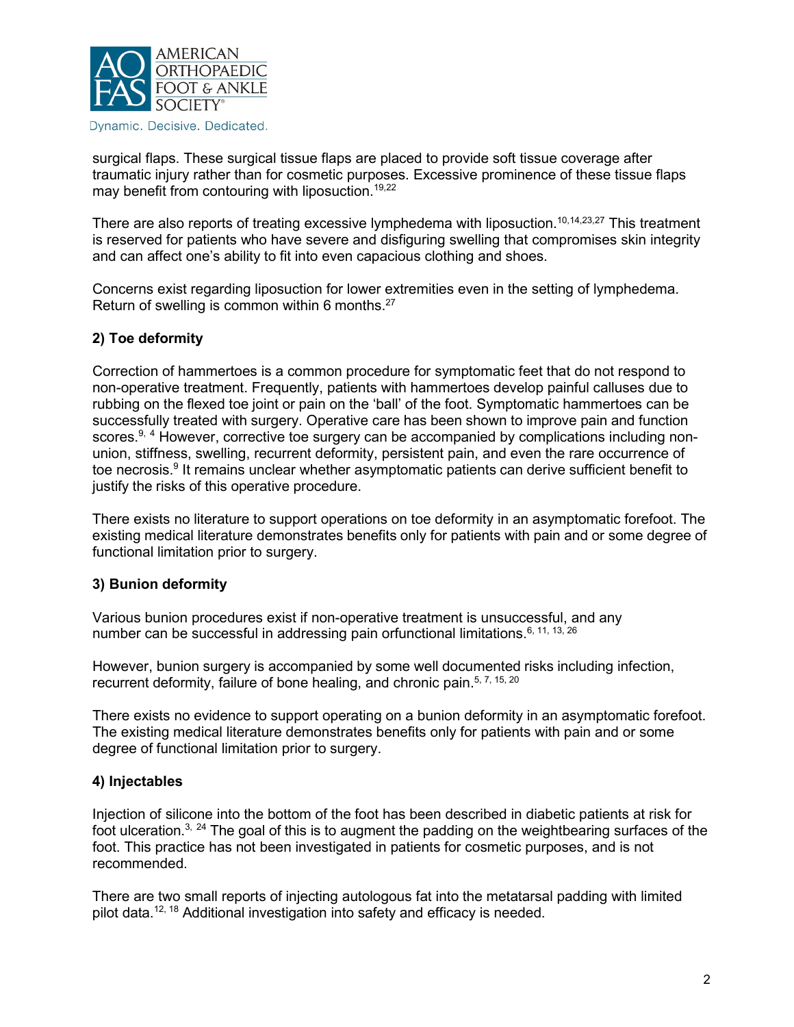surgical flaps. These surgical tissue flaps are placed to provide soft tissue coverage after traumatic injury rather than for cosmetic purposes. Excessive prominence of these tissue flaps may benefit from contouring with liposuction.[19,22]

There are also reports of treating excessive lymphedema with liposuction.[10,14,23,27] This treatment is reserved for patients who have severe and disfiguring swelling that compromises skin integrity and can affect one's ability to fit into even capacious clothing and shoes.

Concerns exist regarding liposuction for lower extremities even in the setting of lymphedema. Return of swelling is common within 6 months.[27]

### 2) Toe deformity

Correction of hammertoes is a common procedure for symptomatic feet that do not respond to non-operative treatment. Frequently, patients with hammertoes develop painful calluses due to rubbing on the flexed toe joint or pain on the 'ball' of the foot. Symptomatic hammertoes can be successfully treated with surgery. Operative care has been shown to improve pain and function scores.[9, 4] However, corrective toe surgery can be accompanied by complications including non-union, stiffness, swelling, recurrent deformity, persistent pain, and even the rare occurrence of toe necrosis.[9] It remains unclear whether asymptomatic patients can derive sufficient benefit to justify the risks of this operative procedure.

There exists no literature to support operations on toe deformity in an asymptomatic forefoot. The existing medical literature demonstrates benefits only for patients with pain and or some degree of functional limitation prior to surgery.

### 3) Bunion deformity

Various bunion procedures exist if non-operative treatment is unsuccessful, and any number can be successful in addressing pain orfunctional limitations.[6, 11, 13, 26]

However, bunion surgery is accompanied by some well documented risks including infection, recurrent deformity, failure of bone healing, and chronic pain.[5, 7, 15, 20]

There exists no evidence to support operating on a bunion deformity in an asymptomatic forefoot. The existing medical literature demonstrates benefits only for patients with pain and or some degree of functional limitation prior to surgery.

### 4) Injectables

Injection of silicone into the bottom of the foot has been described in diabetic patients at risk for foot ulceration.[3, 24] The goal of this is to augment the padding on the weightbearing surfaces of the foot. This practice has not been investigated in patients for cosmetic purposes, and is not recommended.

There are two small reports of injecting autologous fat into the metatarsal padding with limited pilot data.[12, 18] Additional investigation into safety and efficacy is needed.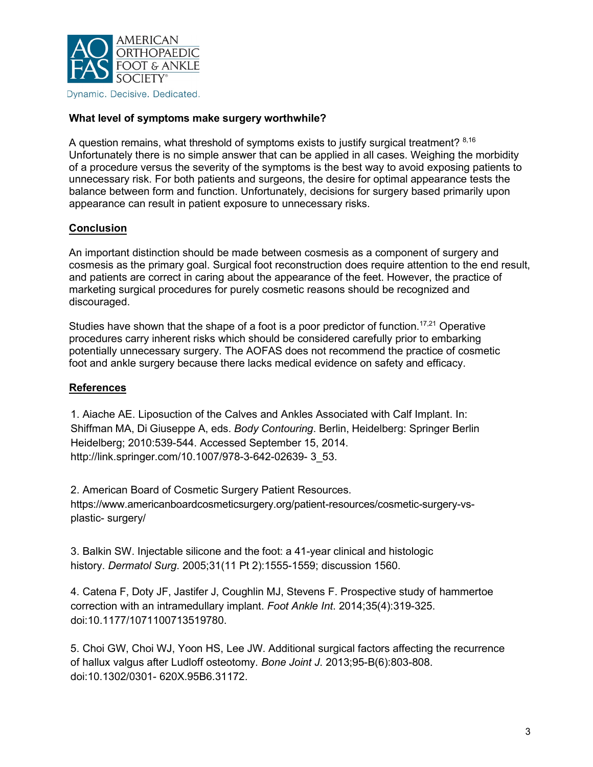**What level of symptoms make surgery worthwhile?**

A question remains, what threshold of symptoms exists to justify surgical treatment? [8,16] Unfortunately there is no simple answer that can be applied in all cases. Weighing the morbidity of a procedure versus the severity of the symptoms is the best way to avoid exposing patients to unnecessary risk. For both patients and surgeons, the desire for optimal appearance tests the balance between form and function. Unfortunately, decisions for surgery based primarily upon appearance can result in patient exposure to unnecessary risks.

## Conclusion

An important distinction should be made between cosmesis as a component of surgery and cosmesis as the primary goal. Surgical foot reconstruction does require attention to the end result, and patients are correct in caring about the appearance of the feet. However, the practice of marketing surgical procedures for purely cosmetic reasons should be recognized and discouraged.

Studies have shown that the shape of a foot is a poor predictor of function.[17,21] Operative procedures carry inherent risks which should be considered carefully prior to embarking potentially unnecessary surgery. The AOFAS does not recommend the practice of cosmetic foot and ankle surgery because there lacks medical evidence on safety and efficacy.

## References

1. Aiache AE. Liposuction of the Calves and Ankles Associated with Calf Implant. In: Shiffman MA, Di Giuseppe A, eds. *Body Contouring*. Berlin, Heidelberg: Springer Berlin Heidelberg; 2010:539-544. Accessed September 15, 2014. http://link.springer.com/10.1007/978-3-642-02639- 3_53.

2. American Board of Cosmetic Surgery Patient Resources. https://www.americanboardcosmeticsurgery.org/patient-resources/cosmetic-surgery-vs-plastic- surgery/

3. Balkin SW. Injectable silicone and the foot: a 41-year clinical and histologic history. *Dermatol Surg*. 2005;31(11 Pt 2):1555-1559; discussion 1560.

4. Catena F, Doty JF, Jastifer J, Coughlin MJ, Stevens F. Prospective study of hammertoe correction with an intramedullary implant. *Foot Ankle Int*. 2014;35(4):319-325. doi:10.1177/1071100713519780.

5. Choi GW, Choi WJ, Yoon HS, Lee JW. Additional surgical factors affecting the recurrence of hallux valgus after Ludloff osteotomy. *Bone Joint J*. 2013;95-B(6):803-808. doi:10.1302/0301- 620X.95B6.31172.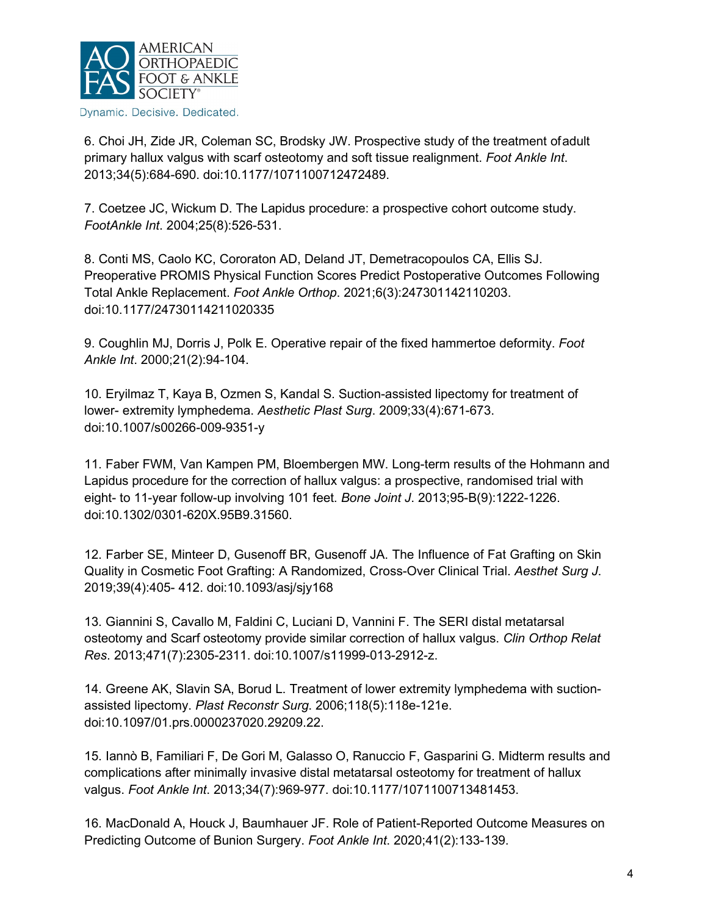6. Choi JH, Zide JR, Coleman SC, Brodsky JW. Prospective study of the treatment of adult primary hallux valgus with scarf osteotomy and soft tissue realignment. *Foot Ankle Int*. 2013;34(5):684-690. doi:10.1177/1071100712472489.

7. Coetzee JC, Wickum D. The Lapidus procedure: a prospective cohort outcome study. *FootAnkle Int*. 2004;25(8):526-531.

8. Conti MS, Caolo KC, Cororaton AD, Deland JT, Demetracopoulos CA, Ellis SJ. Preoperative PROMIS Physical Function Scores Predict Postoperative Outcomes Following Total Ankle Replacement. *Foot Ankle Orthop*. 2021;6(3):247301142110203. doi:10.1177/24730114211020335

9. Coughlin MJ, Dorris J, Polk E. Operative repair of the fixed hammertoe deformity. *Foot Ankle Int*. 2000;21(2):94-104.

10. Eryilmaz T, Kaya B, Ozmen S, Kandal S. Suction-assisted lipectomy for treatment of lower- extremity lymphedema. *Aesthetic Plast Surg*. 2009;33(4):671-673. doi:10.1007/s00266-009-9351-y

11. Faber FWM, Van Kampen PM, Bloembergen MW. Long-term results of the Hohmann and Lapidus procedure for the correction of hallux valgus: a prospective, randomised trial with eight- to 11-year follow-up involving 101 feet. *Bone Joint J*. 2013;95-B(9):1222-1226. doi:10.1302/0301-620X.95B9.31560.

12. Farber SE, Minteer D, Gusenoff BR, Gusenoff JA. The Influence of Fat Grafting on Skin Quality in Cosmetic Foot Grafting: A Randomized, Cross-Over Clinical Trial. *Aesthet Surg J*. 2019;39(4):405- 412. doi:10.1093/asj/sjy168

13. Giannini S, Cavallo M, Faldini C, Luciani D, Vannini F. The SERI distal metatarsal osteotomy and Scarf osteotomy provide similar correction of hallux valgus. *Clin Orthop Relat Res*. 2013;471(7):2305-2311. doi:10.1007/s11999-013-2912-z.

14. Greene AK, Slavin SA, Borud L. Treatment of lower extremity lymphedema with suction-assisted lipectomy. *Plast Reconstr Surg*. 2006;118(5):118e-121e. doi:10.1097/01.prs.0000237020.29209.22.

15. Iannò B, Familiari F, De Gori M, Galasso O, Ranuccio F, Gasparini G. Midterm results and complications after minimally invasive distal metatarsal osteotomy for treatment of hallux valgus. *Foot Ankle Int*. 2013;34(7):969-977. doi:10.1177/1071100713481453.

16. MacDonald A, Houck J, Baumhauer JF. Role of Patient-Reported Outcome Measures on Predicting Outcome of Bunion Surgery. *Foot Ankle Int*. 2020;41(2):133-139.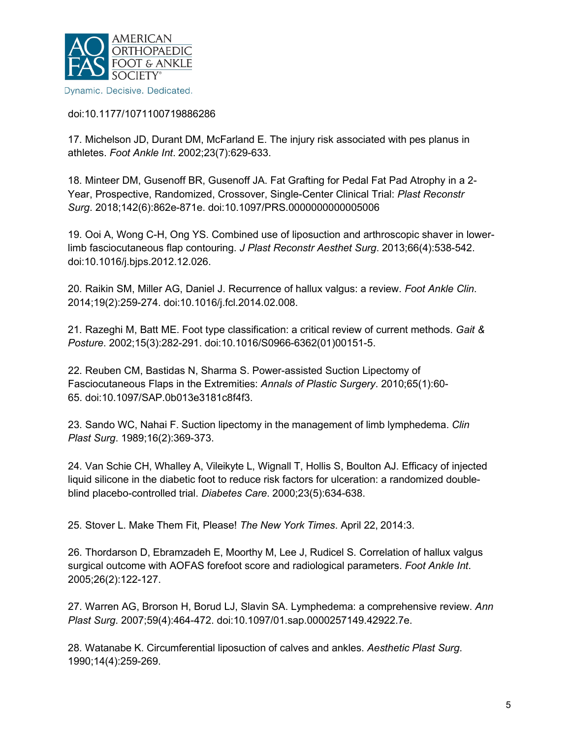doi:10.1177/1071100719886286

17. Michelson JD, Durant DM, McFarland E. The injury risk associated with pes planus in athletes. *Foot Ankle Int*. 2002;23(7):629-633.

18. Minteer DM, Gusenoff BR, Gusenoff JA. Fat Grafting for Pedal Fat Pad Atrophy in a 2-Year, Prospective, Randomized, Crossover, Single-Center Clinical Trial: *Plast Reconstr Surg*. 2018;142(6):862e-871e. doi:10.1097/PRS.0000000000005006

19. Ooi A, Wong C-H, Ong YS. Combined use of liposuction and arthroscopic shaver in lower-limb fasciocutaneous flap contouring. *J Plast Reconstr Aesthet Surg*. 2013;66(4):538-542. doi:10.1016/j.bjps.2012.12.026.

20. Raikin SM, Miller AG, Daniel J. Recurrence of hallux valgus: a review. *Foot Ankle Clin*. 2014;19(2):259-274. doi:10.1016/j.fcl.2014.02.008.

21. Razeghi M, Batt ME. Foot type classification: a critical review of current methods. *Gait & Posture*. 2002;15(3):282-291. doi:10.1016/S0966-6362(01)00151-5.

22. Reuben CM, Bastidas N, Sharma S. Power-assisted Suction Lipectomy of Fasciocutaneous Flaps in the Extremities: *Annals of Plastic Surgery*. 2010;65(1):60-65. doi:10.1097/SAP.0b013e3181c8f4f3.

23. Sando WC, Nahai F. Suction lipectomy in the management of limb lymphedema. *Clin Plast Surg*. 1989;16(2):369-373.

24. Van Schie CH, Whalley A, Vileikyte L, Wignall T, Hollis S, Boulton AJ. Efficacy of injected liquid silicone in the diabetic foot to reduce risk factors for ulceration: a randomized double-blind placebo-controlled trial. *Diabetes Care*. 2000;23(5):634-638.

25. Stover L. Make Them Fit, Please! *The New York Times*. April 22, 2014:3.

26. Thordarson D, Ebramzadeh E, Moorthy M, Lee J, Rudicel S. Correlation of hallux valgus surgical outcome with AOFAS forefoot score and radiological parameters. *Foot Ankle Int*. 2005;26(2):122-127.

27. Warren AG, Brorson H, Borud LJ, Slavin SA. Lymphedema: a comprehensive review. *Ann Plast Surg*. 2007;59(4):464-472. doi:10.1097/01.sap.0000257149.42922.7e.

28. Watanabe K. Circumferential liposuction of calves and ankles. *Aesthetic Plast Surg*. 1990;14(4):259-269.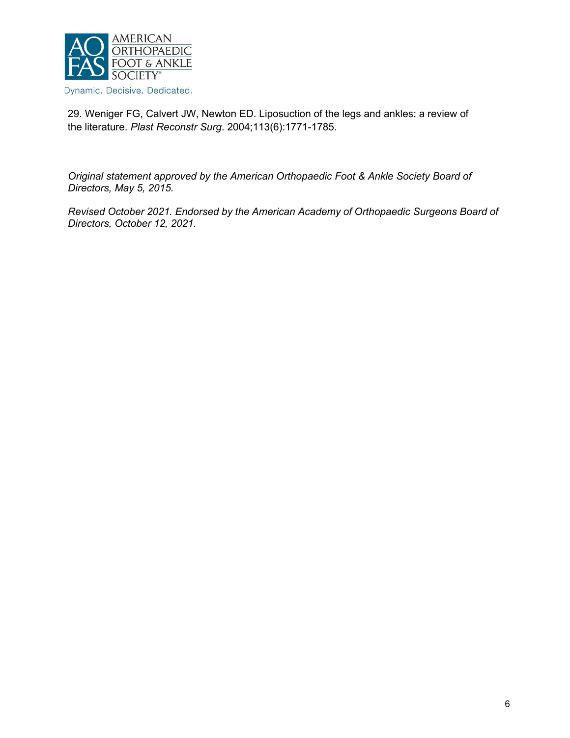29. Weniger FG, Calvert JW, Newton ED. Liposuction of the legs and ankles: a review of the literature. *Plast Reconstr Surg*. 2004;113(6):1771-1785.

*Original statement approved by the American Orthopaedic Foot & Ankle Society Board of Directors, May 5, 2015.*

*Revised October 2021. Endorsed by the American Academy of Orthopaedic Surgeons Board of Directors, October 12, 2021.*